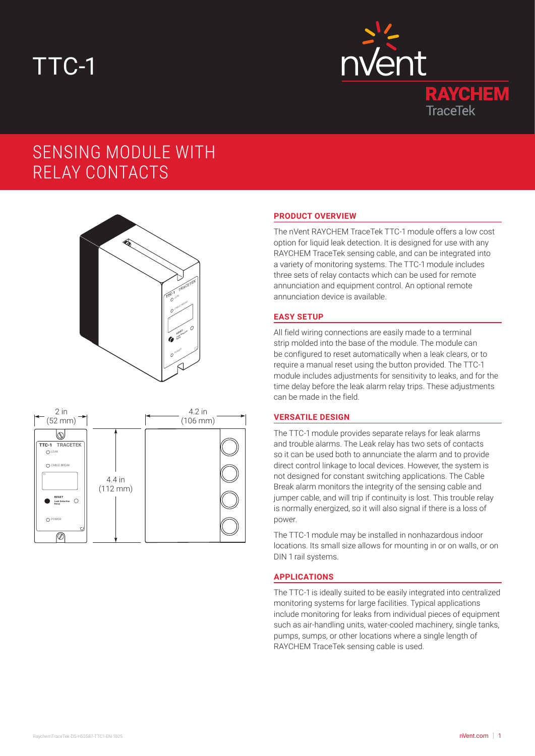# TTC-1

# SENSING MODULE WITH RELAY CONTACTS

## PRODUCT OVERVIEW

The nVent RAYCHEM TraceTek TTC-1 module offers a low cost option for liquid leak detection. It is designed for use with any RAYCHEM TraceTek sensing cable, and can be integrated into a variety of monitoring systems. The TTC-1 module includes three sets of relay contacts which can be used for remote annunciation and equipment control. An optional remote annunciation device is available.

## EASY SETUP

All field wiring connections are easily made to a terminal strip molded into the base of the module. The module can be configured to reset automatically when a leak clears, or to require a manual reset using the button provided. The TTC-1 module includes adjustments for sensitivity to leaks, and for the time delay before the leak alarm relay trips. These adjustments can be made in the field.

## VERSATILE DESIGN

The TTC-1 module provides separate relays for leak alarms and trouble alarms. The Leak relay has two sets of contacts so it can be used both to annunciate the alarm and to provide direct control linkage to local devices. However, the system is not designed for constant switching applications. The Cable Break alarm monitors the integrity of the sensing cable and jumper cable, and will trip if continuity is lost. This trouble relay is normally energized, so it will also signal if there is a loss of power.

The TTC-1 module may be installed in nonhazardous indoor locations. Its small size allows for mounting in or on walls, or on DIN 1 rail systems.

## APPLICATIONS

The TTC-1 is ideally suited to be easily integrated into centralized monitoring systems for large facilities. Typical applications include monitoring for leaks from individual pieces of equipment such as air-handling units, water-cooled machinery, single tanks, pumps, sumps, or other locations where a single length of RAYCHEM TraceTek sensing cable is used.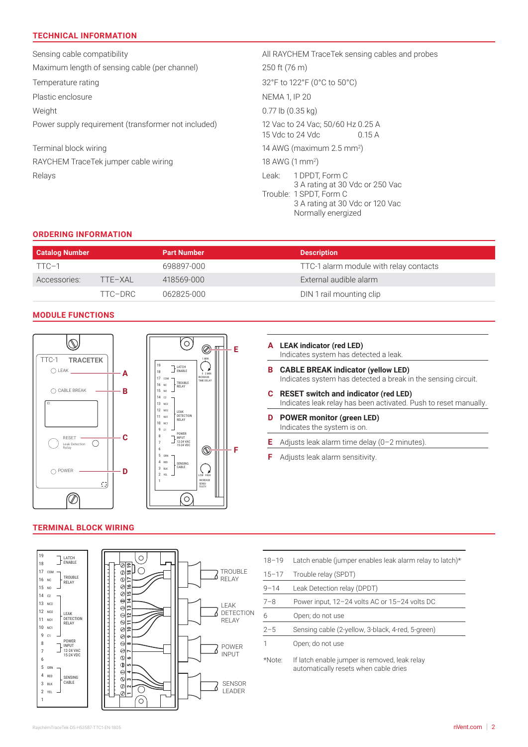## TECHNICAL INFORMATION

| | |
|---|---|
| Sensing cable compatibility | All RAYCHEM TraceTek sensing cables and probes |
| Maximum length of sensing cable (per channel) | 250 ft (76 m) |
| Temperature rating | 32°F to 122°F (0°C to 50°C) |
| Plastic enclosure | NEMA 1, IP 20 |
| Weight | 0.77 lb (0.35 kg) |
| Power supply requirement (transformer not included) | 12 Vac to 24 Vac; 50/60 Hz 0.25 A<br>15 Vdc to 24 Vdc 0.15 A |
| Terminal block wiring | 14 AWG (maximum 2.5 $mm^2$) |
| RAYCHEM TraceTek jumper cable wiring | 18 AWG (1 $mm^2$) |
| Relays | Leak: 1 DPDT, Form C<br>3 A rating at 30 Vdc or 250 Vac<br>Trouble: 1 SPDT, Form C<br>3 A rating at 30 Vdc or 120 Vac<br>Normally energized |

## ORDERING INFORMATION

| Catalog Number | | Part Number | Description |
|---|---|---|---|
| TTC–1 | | 698897-000 | TTC-1 alarm module with relay contacts |
| Accessories: | TTE–XAL | 418569-000 | External audible alarm |
| | TTC–DRC | 062825-000 | DIN 1 rail mounting clip |

## MODULE FUNCTIONS

**A LEAK indicator (red LED)**
Indicates system has detected a leak.

**B CABLE BREAK indicator (yellow LED)**
Indicates system has detected a break in the sensing circuit.

**C RESET switch and indicator (red LED)**
Indicates leak relay has been activated. Push to reset manually.

**D POWER monitor (green LED)**
Indicates the system is on.

**E** Adjusts leak alarm time delay (0–2 minutes).

**F** Adjusts leak alarm sensitivity.

## TERMINAL BLOCK WIRING

| | |
|---|---|
| 18–19 | Latch enable (jumper enables leak alarm relay to latch)* |
| 15–17 | Trouble relay (SPDT) |
| 9–14 | Leak Detection relay (DPDT) |
| 7–8 | Power input, 12–24 volts AC or 15–24 volts DC |
| 6 | Open; do not use |
| 2–5 | Sensing cable (2-yellow, 3-black, 4-red, 5-green) |
| 1 | Open; do not use |

*Note: If latch enable jumper is removed, leak relay automatically resets when cable dries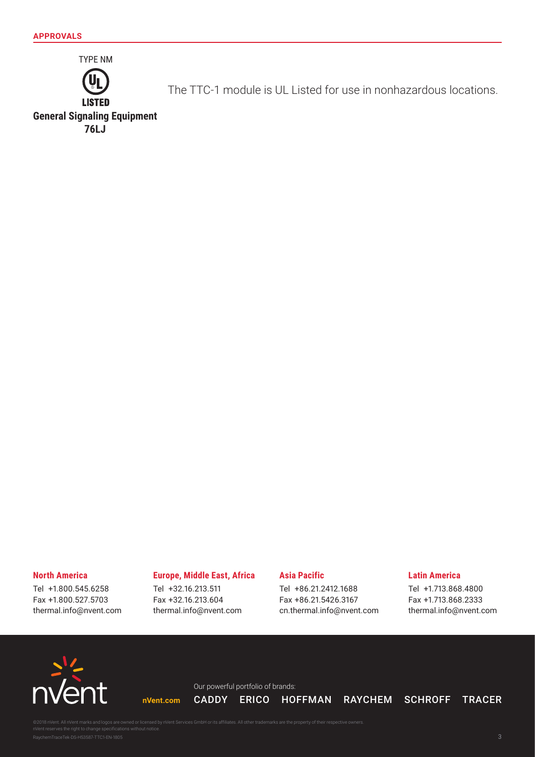## APPROVALS

TYPE NM

LISTED

**General Signaling Equipment**
**76LJ**

The TTC-1 module is UL Listed for use in nonhazardous locations.

**North America**
Tel +1.800.545.6258
Fax +1.800.527.5703
thermal.info@nvent.com

**Europe, Middle East, Africa**
Tel +32.16.213.511
Fax +32.16.213.604
thermal.info@nvent.com

**Asia Pacific**
Tel +86.21.2412.1688
Fax +86.21.5426.3167
cn.thermal.info@nvent.com

**Latin America**
Tel +1.713.868.4800
Fax +1.713.868.2333
thermal.info@nvent.com

nVent

Our powerful portfolio of brands:

**nVent.com** CADDY ERICO HOFFMAN RAYCHEM SCHROFF TRACER

©2018 nVent. All nVent marks and logos are owned or licensed by nVent Services GmbH or its affiliates. All other trademarks are the property of their respective owners.
nVent reserves the right to change specifications without notice.

RaychemTraceTek-DS-H53587-TTC1-EN-1805